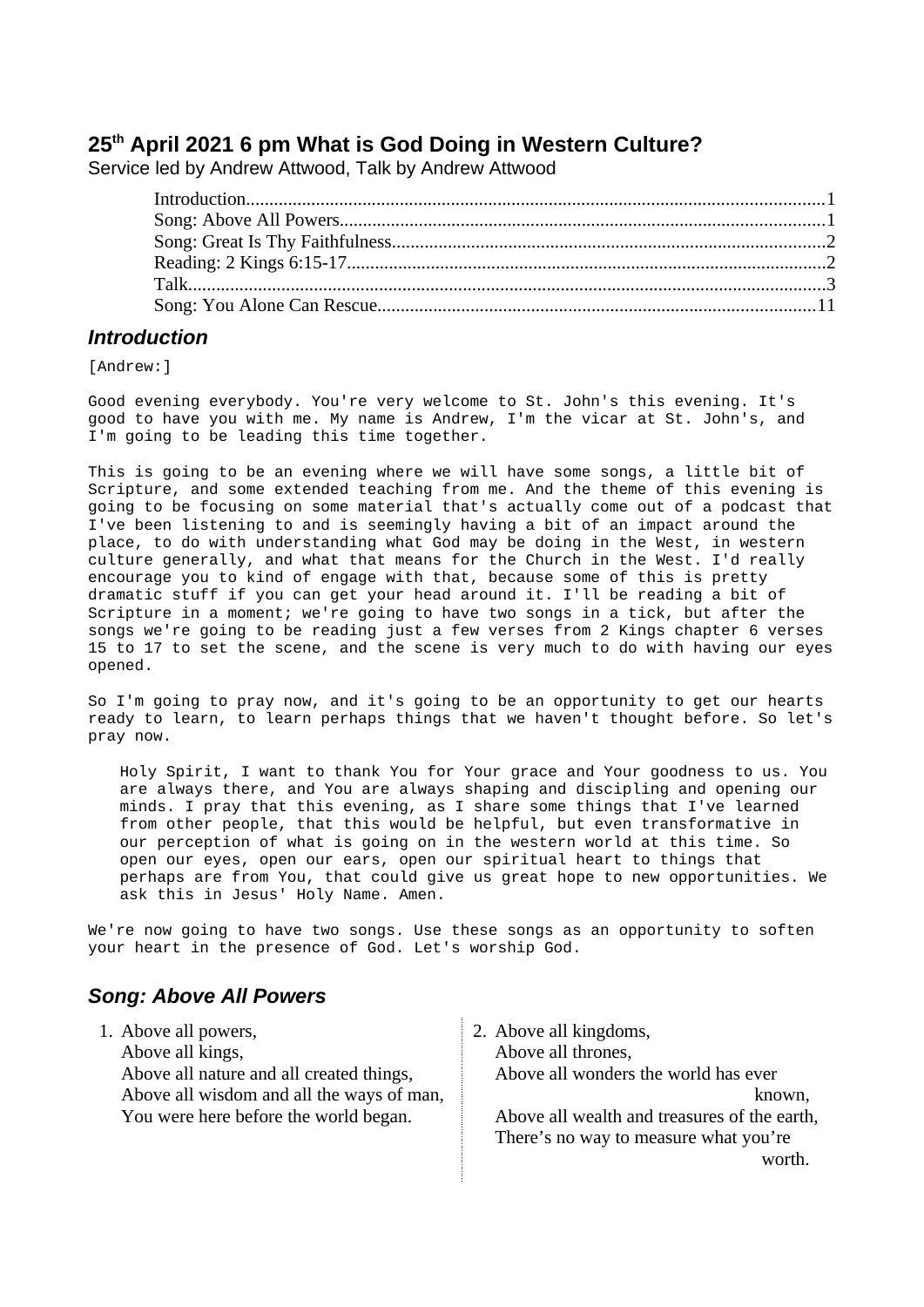## 25th April 2021 6 pm What is God Doing in Western Culture?

Service led by Andrew Attwood, Talk by Andrew Attwood

- Introduction....1
- Song: Above All Powers....1
- Song: Great Is Thy Faithfulness....2
- Reading: 2 Kings 6:15-17....2
- Talk....3
- Song: You Alone Can Rescue....11

### *Introduction*

[Andrew:]

Good evening everybody. You're very welcome to St. John's this evening. It's good to have you with me. My name is Andrew, I'm the vicar at St. John's, and I'm going to be leading this time together.

This is going to be an evening where we will have some songs, a little bit of Scripture, and some extended teaching from me. And the theme of this evening is going to be focusing on some material that's actually come out of a podcast that I've been listening to and is seemingly having a bit of an impact around the place, to do with understanding what God may be doing in the West, in western culture generally, and what that means for the Church in the West. I'd really encourage you to kind of engage with that, because some of this is pretty dramatic stuff if you can get your head around it. I'll be reading a bit of Scripture in a moment; we're going to have two songs in a tick, but after the songs we're going to be reading just a few verses from 2 Kings chapter 6 verses 15 to 17 to set the scene, and the scene is very much to do with having our eyes opened.

So I'm going to pray now, and it's going to be an opportunity to get our hearts ready to learn, to learn perhaps things that we haven't thought before. So let's pray now.

> Holy Spirit, I want to thank You for Your grace and Your goodness to us. You are always there, and You are always shaping and discipling and opening our minds. I pray that this evening, as I share some things that I've learned from other people, that this would be helpful, but even transformative in our perception of what is going on in the western world at this time. So open our eyes, open our ears, open our spiritual heart to things that perhaps are from You, that could give us great hope to new opportunities. We ask this in Jesus' Holy Name. Amen.

We're now going to have two songs. Use these songs as an opportunity to soften your heart in the presence of God. Let's worship God.

### *Song: Above All Powers*

1. Above all powers,
   Above all kings,
   Above all nature and all created things,
   Above all wisdom and all the ways of man,
   You were here before the world began.

2. Above all kingdoms,
   Above all thrones,
   Above all wonders the world has ever known,
   Above all wealth and treasures of the earth,
   There's no way to measure what you're worth.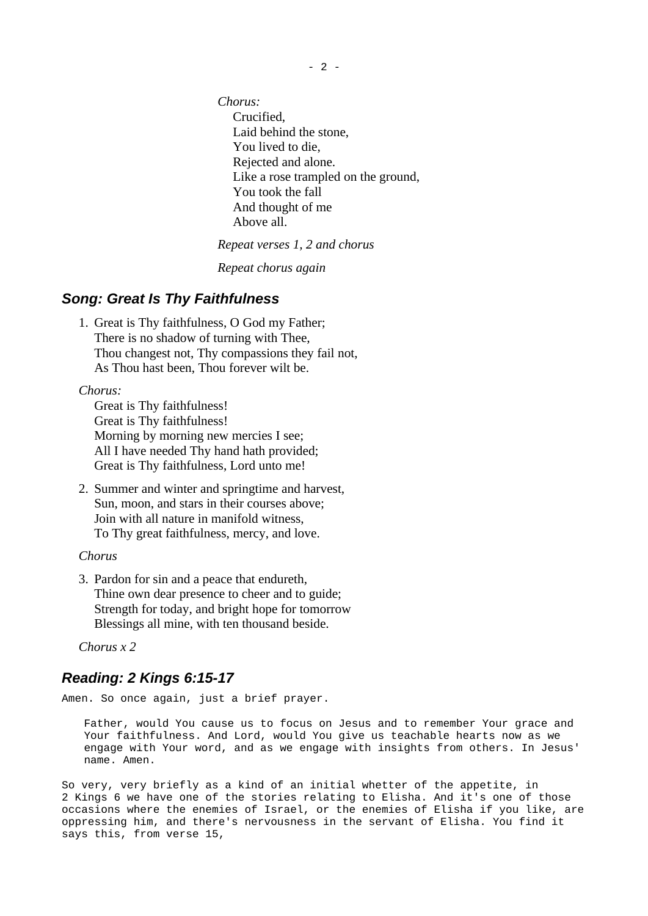*Chorus:*

Crucified,
Laid behind the stone,
You lived to die,
Rejected and alone.
Like a rose trampled on the ground,
You took the fall
And thought of me
Above all.

*Repeat verses 1, 2 and chorus*

*Repeat chorus again*

## Song: Great Is Thy Faithfulness

1. Great is Thy faithfulness, O God my Father;
   There is no shadow of turning with Thee,
   Thou changest not, Thy compassions they fail not,
   As Thou hast been, Thou forever wilt be.

*Chorus:*

Great is Thy faithfulness!
Great is Thy faithfulness!
Morning by morning new mercies I see;
All I have needed Thy hand hath provided;
Great is Thy faithfulness, Lord unto me!

2. Summer and winter and springtime and harvest,
   Sun, moon, and stars in their courses above;
   Join with all nature in manifold witness,
   To Thy great faithfulness, mercy, and love.

*Chorus*

3. Pardon for sin and a peace that endureth,
   Thine own dear presence to cheer and to guide;
   Strength for today, and bright hope for tomorrow
   Blessings all mine, with ten thousand beside.

*Chorus x 2*

## Reading: 2 Kings 6:15-17

Amen. So once again, just a brief prayer.

> Father, would You cause us to focus on Jesus and to remember Your grace and Your faithfulness. And Lord, would You give us teachable hearts now as we engage with Your word, and as we engage with insights from others. In Jesus' name. Amen.

So very, very briefly as a kind of an initial whetter of the appetite, in 2 Kings 6 we have one of the stories relating to Elisha. And it's one of those occasions where the enemies of Israel, or the enemies of Elisha if you like, are oppressing him, and there's nervousness in the servant of Elisha. You find it says this, from verse 15,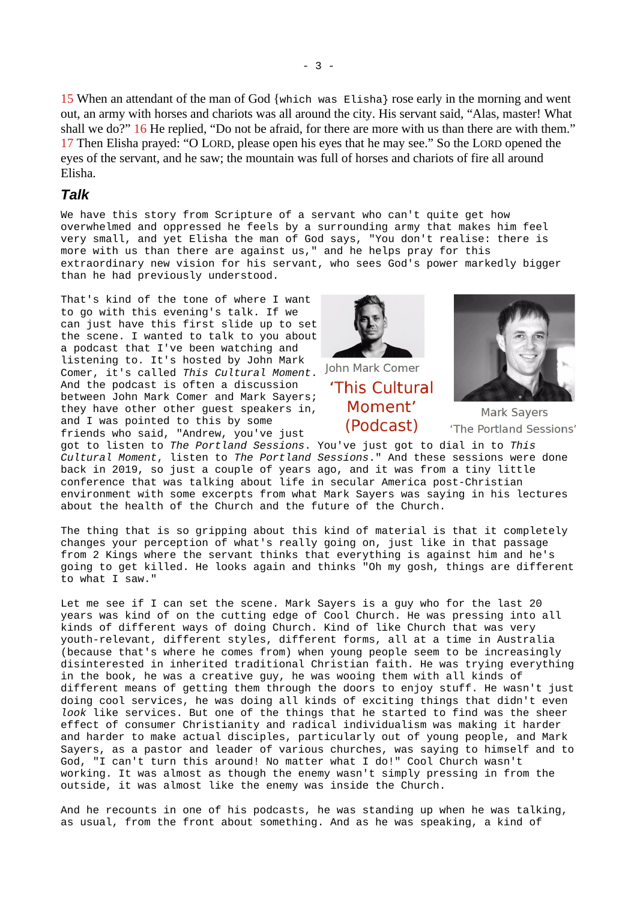15 When an attendant of the man of God {which was Elisha} rose early in the morning and went out, an army with horses and chariots was all around the city. His servant said, "Alas, master! What shall we do?" 16 He replied, "Do not be afraid, for there are more with us than there are with them." 17 Then Elisha prayed: "O LORD, please open his eyes that he may see." So the LORD opened the eyes of the servant, and he saw; the mountain was full of horses and chariots of fire all around Elisha.

## *Talk*

We have this story from Scripture of a servant who can't quite get how overwhelmed and oppressed he feels by a surrounding army that makes him feel very small, and yet Elisha the man of God says, "You don't realise: there is more with us than there are against us," and he helps pray for this extraordinary new vision for his servant, who sees God's power markedly bigger than he had previously understood.

That's kind of the tone of where I want to go with this evening's talk. If we can just have this first slide up to set the scene. I wanted to talk to you about a podcast that I've been watching and listening to. It's hosted by John Mark Comer, it's called *This Cultural Moment*. And the podcast is often a discussion between John Mark Comer and Mark Sayers; they have other other guest speakers in, and I was pointed to this by some friends who said, "Andrew, you've just got to listen to *The Portland Sessions*. You've just got to dial in to *This Cultural Moment*, listen to *The Portland Sessions*." And these sessions were done back in 2019, so just a couple of years ago, and it was from a tiny little conference that was talking about life in secular America post-Christian environment with some excerpts from what Mark Sayers was saying in his lectures about the health of the Church and the future of the Church.

John Mark Comer

'This Cultural Moment' (Podcast)

Mark Sayers

'The Portland Sessions'

The thing that is so gripping about this kind of material is that it completely changes your perception of what's really going on, just like in that passage from 2 Kings where the servant thinks that everything is against him and he's going to get killed. He looks again and thinks "Oh my gosh, things are different to what I saw."

Let me see if I can set the scene. Mark Sayers is a guy who for the last 20 years was kind of on the cutting edge of Cool Church. He was pressing into all kinds of different ways of doing Church. Kind of like Church that was very youth-relevant, different styles, different forms, all at a time in Australia (because that's where he comes from) when young people seem to be increasingly disinterested in inherited traditional Christian faith. He was trying everything in the book, he was a creative guy, he was wooing them with all kinds of different means of getting them through the doors to enjoy stuff. He wasn't just doing cool services, he was doing all kinds of exciting things that didn't even *look* like services. But one of the things that he started to find was the sheer effect of consumer Christianity and radical individualism was making it harder and harder to make actual disciples, particularly out of young people, and Mark Sayers, as a pastor and leader of various churches, was saying to himself and to God, "I can't turn this around! No matter what I do!" Cool Church wasn't working. It was almost as though the enemy wasn't simply pressing in from the outside, it was almost like the enemy was inside the Church.

And he recounts in one of his podcasts, he was standing up when he was talking, as usual, from the front about something. And as he was speaking, a kind of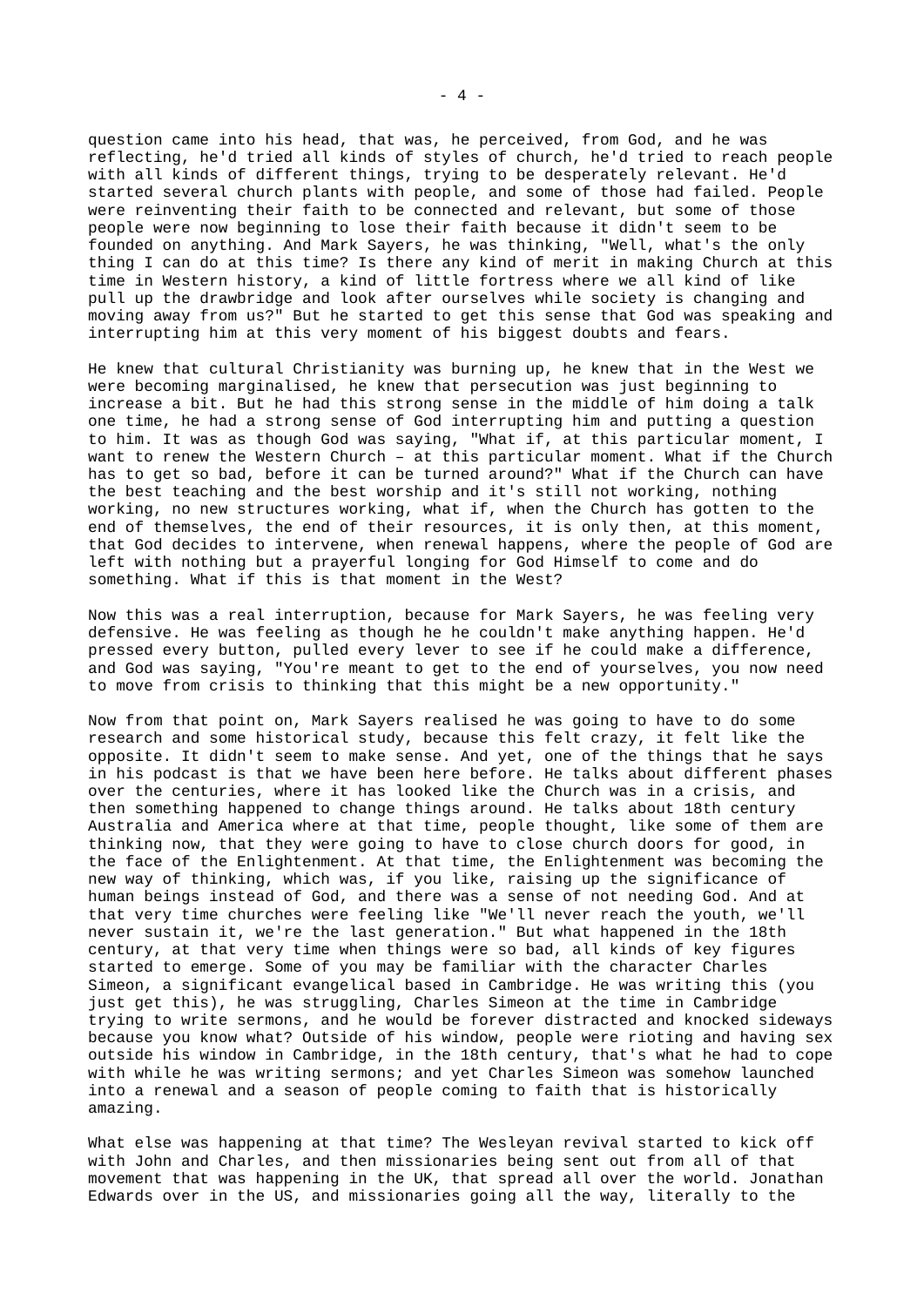question came into his head, that was, he perceived, from God, and he was reflecting, he'd tried all kinds of styles of church, he'd tried to reach people with all kinds of different things, trying to be desperately relevant. He'd started several church plants with people, and some of those had failed. People were reinventing their faith to be connected and relevant, but some of those people were now beginning to lose their faith because it didn't seem to be founded on anything. And Mark Sayers, he was thinking, "Well, what's the only thing I can do at this time? Is there any kind of merit in making Church at this time in Western history, a kind of little fortress where we all kind of like pull up the drawbridge and look after ourselves while society is changing and moving away from us?" But he started to get this sense that God was speaking and interrupting him at this very moment of his biggest doubts and fears.

He knew that cultural Christianity was burning up, he knew that in the West we were becoming marginalised, he knew that persecution was just beginning to increase a bit. But he had this strong sense in the middle of him doing a talk one time, he had a strong sense of God interrupting him and putting a question to him. It was as though God was saying, "What if, at this particular moment, I want to renew the Western Church – at this particular moment. What if the Church has to get so bad, before it can be turned around?" What if the Church can have the best teaching and the best worship and it's still not working, nothing working, no new structures working, what if, when the Church has gotten to the end of themselves, the end of their resources, it is only then, at this moment, that God decides to intervene, when renewal happens, where the people of God are left with nothing but a prayerful longing for God Himself to come and do something. What if this is that moment in the West?

Now this was a real interruption, because for Mark Sayers, he was feeling very defensive. He was feeling as though he he couldn't make anything happen. He'd pressed every button, pulled every lever to see if he could make a difference, and God was saying, "You're meant to get to the end of yourselves, you now need to move from crisis to thinking that this might be a new opportunity."

Now from that point on, Mark Sayers realised he was going to have to do some research and some historical study, because this felt crazy, it felt like the opposite. It didn't seem to make sense. And yet, one of the things that he says in his podcast is that we have been here before. He talks about different phases over the centuries, where it has looked like the Church was in a crisis, and then something happened to change things around. He talks about 18th century Australia and America where at that time, people thought, like some of them are thinking now, that they were going to have to close church doors for good, in the face of the Enlightenment. At that time, the Enlightenment was becoming the new way of thinking, which was, if you like, raising up the significance of human beings instead of God, and there was a sense of not needing God. And at that very time churches were feeling like "We'll never reach the youth, we'll never sustain it, we're the last generation." But what happened in the 18th century, at that very time when things were so bad, all kinds of key figures started to emerge. Some of you may be familiar with the character Charles Simeon, a significant evangelical based in Cambridge. He was writing this (you just get this), he was struggling, Charles Simeon at the time in Cambridge trying to write sermons, and he would be forever distracted and knocked sideways because you know what? Outside of his window, people were rioting and having sex outside his window in Cambridge, in the 18th century, that's what he had to cope with while he was writing sermons; and yet Charles Simeon was somehow launched into a renewal and a season of people coming to faith that is historically amazing.

What else was happening at that time? The Wesleyan revival started to kick off with John and Charles, and then missionaries being sent out from all of that movement that was happening in the UK, that spread all over the world. Jonathan Edwards over in the US, and missionaries going all the way, literally to the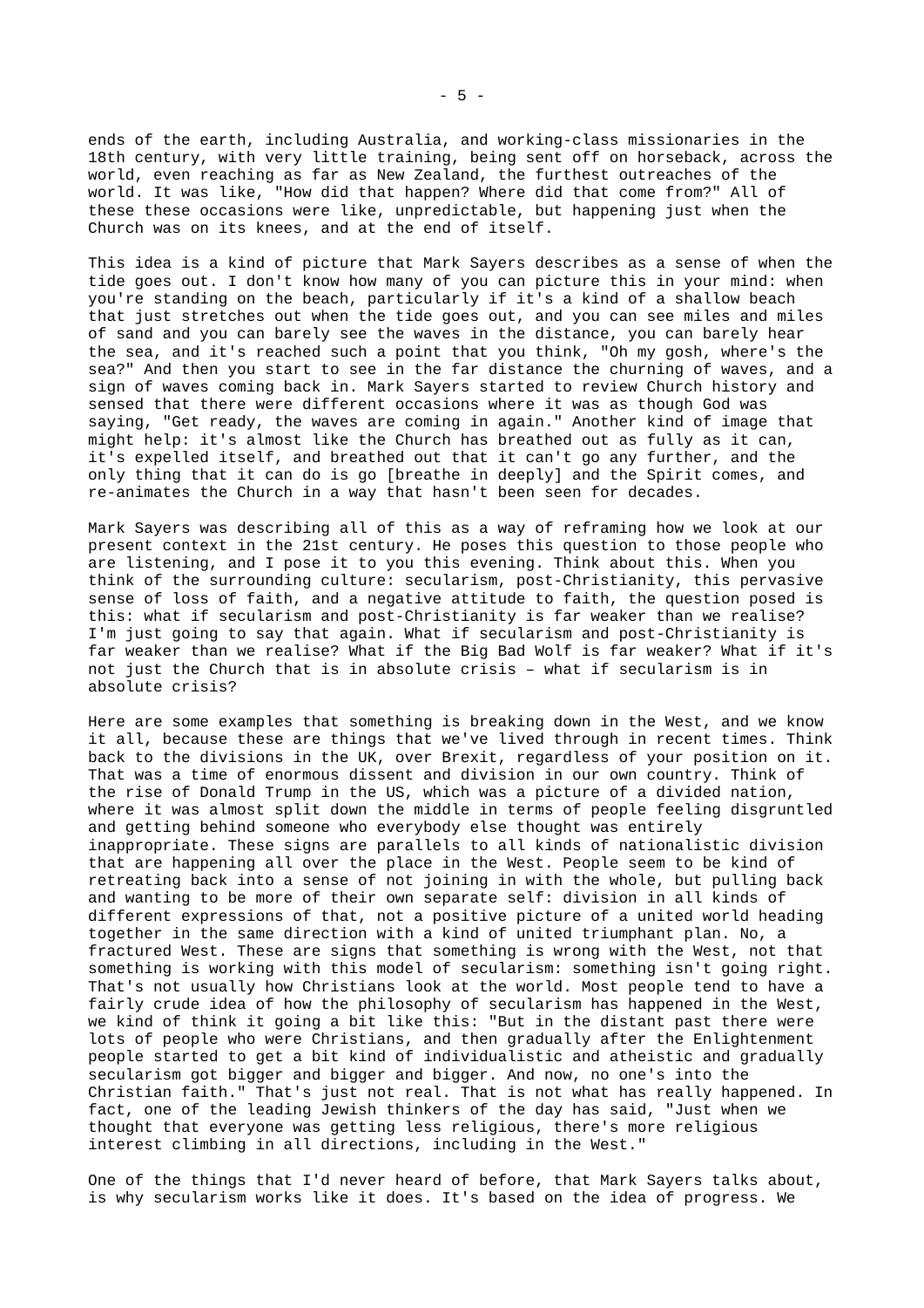ends of the earth, including Australia, and working-class missionaries in the 18th century, with very little training, being sent off on horseback, across the world, even reaching as far as New Zealand, the furthest outreaches of the world. It was like, "How did that happen? Where did that come from?" All of these these occasions were like, unpredictable, but happening just when the Church was on its knees, and at the end of itself.

This idea is a kind of picture that Mark Sayers describes as a sense of when the tide goes out. I don't know how many of you can picture this in your mind: when you're standing on the beach, particularly if it's a kind of a shallow beach that just stretches out when the tide goes out, and you can see miles and miles of sand and you can barely see the waves in the distance, you can barely hear the sea, and it's reached such a point that you think, "Oh my gosh, where's the sea?" And then you start to see in the far distance the churning of waves, and a sign of waves coming back in. Mark Sayers started to review Church history and sensed that there were different occasions where it was as though God was saying, "Get ready, the waves are coming in again." Another kind of image that might help: it's almost like the Church has breathed out as fully as it can, it's expelled itself, and breathed out that it can't go any further, and the only thing that it can do is go [breathe in deeply] and the Spirit comes, and re-animates the Church in a way that hasn't been seen for decades.

Mark Sayers was describing all of this as a way of reframing how we look at our present context in the 21st century. He poses this question to those people who are listening, and I pose it to you this evening. Think about this. When you think of the surrounding culture: secularism, post-Christianity, this pervasive sense of loss of faith, and a negative attitude to faith, the question posed is this: what if secularism and post-Christianity is far weaker than we realise? I'm just going to say that again. What if secularism and post-Christianity is far weaker than we realise? What if the Big Bad Wolf is far weaker? What if it's not just the Church that is in absolute crisis – what if secularism is in absolute crisis?

Here are some examples that something is breaking down in the West, and we know it all, because these are things that we've lived through in recent times. Think back to the divisions in the UK, over Brexit, regardless of your position on it. That was a time of enormous dissent and division in our own country. Think of the rise of Donald Trump in the US, which was a picture of a divided nation, where it was almost split down the middle in terms of people feeling disgruntled and getting behind someone who everybody else thought was entirely inappropriate. These signs are parallels to all kinds of nationalistic division that are happening all over the place in the West. People seem to be kind of retreating back into a sense of not joining in with the whole, but pulling back and wanting to be more of their own separate self: division in all kinds of different expressions of that, not a positive picture of a united world heading together in the same direction with a kind of united triumphant plan. No, a fractured West. These are signs that something is wrong with the West, not that something is working with this model of secularism: something isn't going right. That's not usually how Christians look at the world. Most people tend to have a fairly crude idea of how the philosophy of secularism has happened in the West, we kind of think it going a bit like this: "But in the distant past there were lots of people who were Christians, and then gradually after the Enlightenment people started to get a bit kind of individualistic and atheistic and gradually secularism got bigger and bigger and bigger. And now, no one's into the Christian faith." That's just not real. That is not what has really happened. In fact, one of the leading Jewish thinkers of the day has said, "Just when we thought that everyone was getting less religious, there's more religious interest climbing in all directions, including in the West."

One of the things that I'd never heard of before, that Mark Sayers talks about, is why secularism works like it does. It's based on the idea of progress. We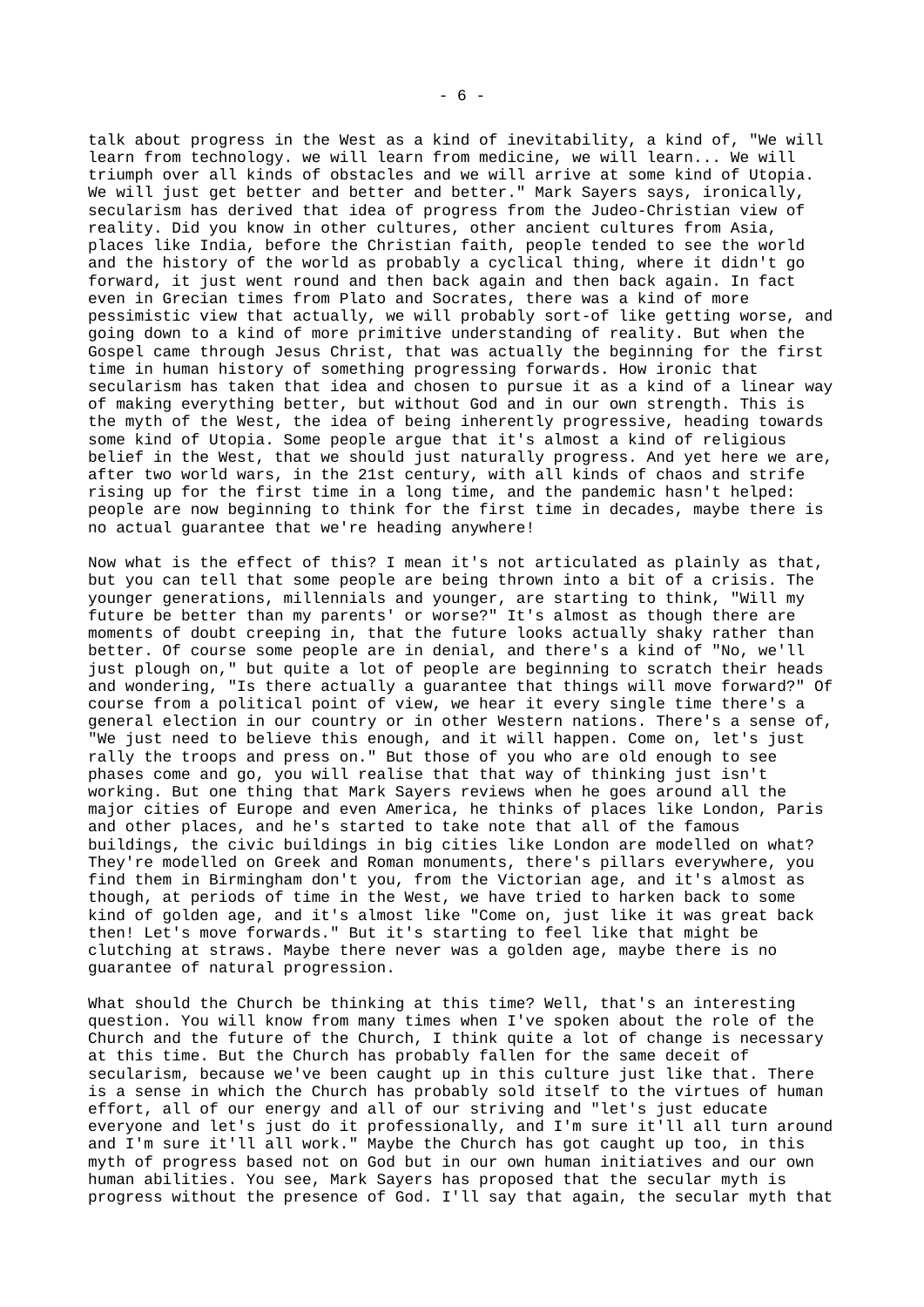talk about progress in the West as a kind of inevitability, a kind of, "We will learn from technology. we will learn from medicine, we will learn... We will triumph over all kinds of obstacles and we will arrive at some kind of Utopia. We will just get better and better and better." Mark Sayers says, ironically, secularism has derived that idea of progress from the Judeo-Christian view of reality. Did you know in other cultures, other ancient cultures from Asia, places like India, before the Christian faith, people tended to see the world and the history of the world as probably a cyclical thing, where it didn't go forward, it just went round and then back again and then back again. In fact even in Grecian times from Plato and Socrates, there was a kind of more pessimistic view that actually, we will probably sort-of like getting worse, and going down to a kind of more primitive understanding of reality. But when the Gospel came through Jesus Christ, that was actually the beginning for the first time in human history of something progressing forwards. How ironic that secularism has taken that idea and chosen to pursue it as a kind of a linear way of making everything better, but without God and in our own strength. This is the myth of the West, the idea of being inherently progressive, heading towards some kind of Utopia. Some people argue that it's almost a kind of religious belief in the West, that we should just naturally progress. And yet here we are, after two world wars, in the 21st century, with all kinds of chaos and strife rising up for the first time in a long time, and the pandemic hasn't helped: people are now beginning to think for the first time in decades, maybe there is no actual guarantee that we're heading anywhere!

Now what is the effect of this? I mean it's not articulated as plainly as that, but you can tell that some people are being thrown into a bit of a crisis. The younger generations, millennials and younger, are starting to think, "Will my future be better than my parents' or worse?" It's almost as though there are moments of doubt creeping in, that the future looks actually shaky rather than better. Of course some people are in denial, and there's a kind of "No, we'll just plough on," but quite a lot of people are beginning to scratch their heads and wondering, "Is there actually a guarantee that things will move forward?" Of course from a political point of view, we hear it every single time there's a general election in our country or in other Western nations. There's a sense of, "We just need to believe this enough, and it will happen. Come on, let's just rally the troops and press on." But those of you who are old enough to see phases come and go, you will realise that that way of thinking just isn't working. But one thing that Mark Sayers reviews when he goes around all the major cities of Europe and even America, he thinks of places like London, Paris and other places, and he's started to take note that all of the famous buildings, the civic buildings in big cities like London are modelled on what? They're modelled on Greek and Roman monuments, there's pillars everywhere, you find them in Birmingham don't you, from the Victorian age, and it's almost as though, at periods of time in the West, we have tried to harken back to some kind of golden age, and it's almost like "Come on, just like it was great back then! Let's move forwards." But it's starting to feel like that might be clutching at straws. Maybe there never was a golden age, maybe there is no guarantee of natural progression.

What should the Church be thinking at this time? Well, that's an interesting question. You will know from many times when I've spoken about the role of the Church and the future of the Church, I think quite a lot of change is necessary at this time. But the Church has probably fallen for the same deceit of secularism, because we've been caught up in this culture just like that. There is a sense in which the Church has probably sold itself to the virtues of human effort, all of our energy and all of our striving and "let's just educate everyone and let's just do it professionally, and I'm sure it'll all turn around and I'm sure it'll all work." Maybe the Church has got caught up too, in this myth of progress based not on God but in our own human initiatives and our own human abilities. You see, Mark Sayers has proposed that the secular myth is progress without the presence of God. I'll say that again, the secular myth that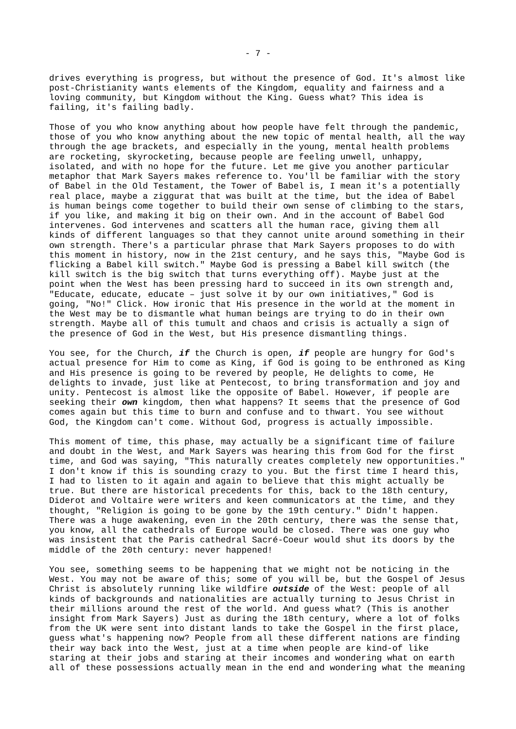drives everything is progress, but without the presence of God. It's almost like post-Christianity wants elements of the Kingdom, equality and fairness and a loving community, but Kingdom without the King. Guess what? This idea is failing, it's failing badly.

Those of you who know anything about how people have felt through the pandemic, those of you who know anything about the new topic of mental health, all the way through the age brackets, and especially in the young, mental health problems are rocketing, skyrocketing, because people are feeling unwell, unhappy, isolated, and with no hope for the future. Let me give you another particular metaphor that Mark Sayers makes reference to. You'll be familiar with the story of Babel in the Old Testament, the Tower of Babel is, I mean it's a potentially real place, maybe a ziggurat that was built at the time, but the idea of Babel is human beings come together to build their own sense of climbing to the stars, if you like, and making it big on their own. And in the account of Babel God intervenes. God intervenes and scatters all the human race, giving them all kinds of different languages so that they cannot unite around something in their own strength. There's a particular phrase that Mark Sayers proposes to do with this moment in history, now in the 21st century, and he says this, "Maybe God is flicking a Babel kill switch." Maybe God is pressing a Babel kill switch (the kill switch is the big switch that turns everything off). Maybe just at the point when the West has been pressing hard to succeed in its own strength and, "Educate, educate, educate – just solve it by our own initiatives," God is going, "No!" Click. How ironic that His presence in the world at the moment in the West may be to dismantle what human beings are trying to do in their own strength. Maybe all of this tumult and chaos and crisis is actually a sign of the presence of God in the West, but His presence dismantling things.

You see, for the Church, ***if*** the Church is open, ***if*** people are hungry for God's actual presence for Him to come as King, if God is going to be enthroned as King and His presence is going to be revered by people, He delights to come, He delights to invade, just like at Pentecost, to bring transformation and joy and unity. Pentecost is almost like the opposite of Babel. However, if people are seeking their ***own*** kingdom, then what happens? It seems that the presence of God comes again but this time to burn and confuse and to thwart. You see without God, the Kingdom can't come. Without God, progress is actually impossible.

This moment of time, this phase, may actually be a significant time of failure and doubt in the West, and Mark Sayers was hearing this from God for the first time, and God was saying, "This naturally creates completely new opportunities." I don't know if this is sounding crazy to you. But the first time I heard this, I had to listen to it again and again to believe that this might actually be true. But there are historical precedents for this, back to the 18th century, Diderot and Voltaire were writers and keen communicators at the time, and they thought, "Religion is going to be gone by the 19th century." Didn't happen. There was a huge awakening, even in the 20th century, there was the sense that, you know, all the cathedrals of Europe would be closed. There was one guy who was insistent that the Paris cathedral Sacré-Coeur would shut its doors by the middle of the 20th century: never happened!

You see, something seems to be happening that we might not be noticing in the West. You may not be aware of this; some of you will be, but the Gospel of Jesus Christ is absolutely running like wildfire ***outside*** of the West: people of all kinds of backgrounds and nationalities are actually turning to Jesus Christ in their millions around the rest of the world. And guess what? (This is another insight from Mark Sayers) Just as during the 18th century, where a lot of folks from the UK were sent into distant lands to take the Gospel in the first place, guess what's happening now? People from all these different nations are finding their way back into the West, just at a time when people are kind-of like staring at their jobs and staring at their incomes and wondering what on earth all of these possessions actually mean in the end and wondering what the meaning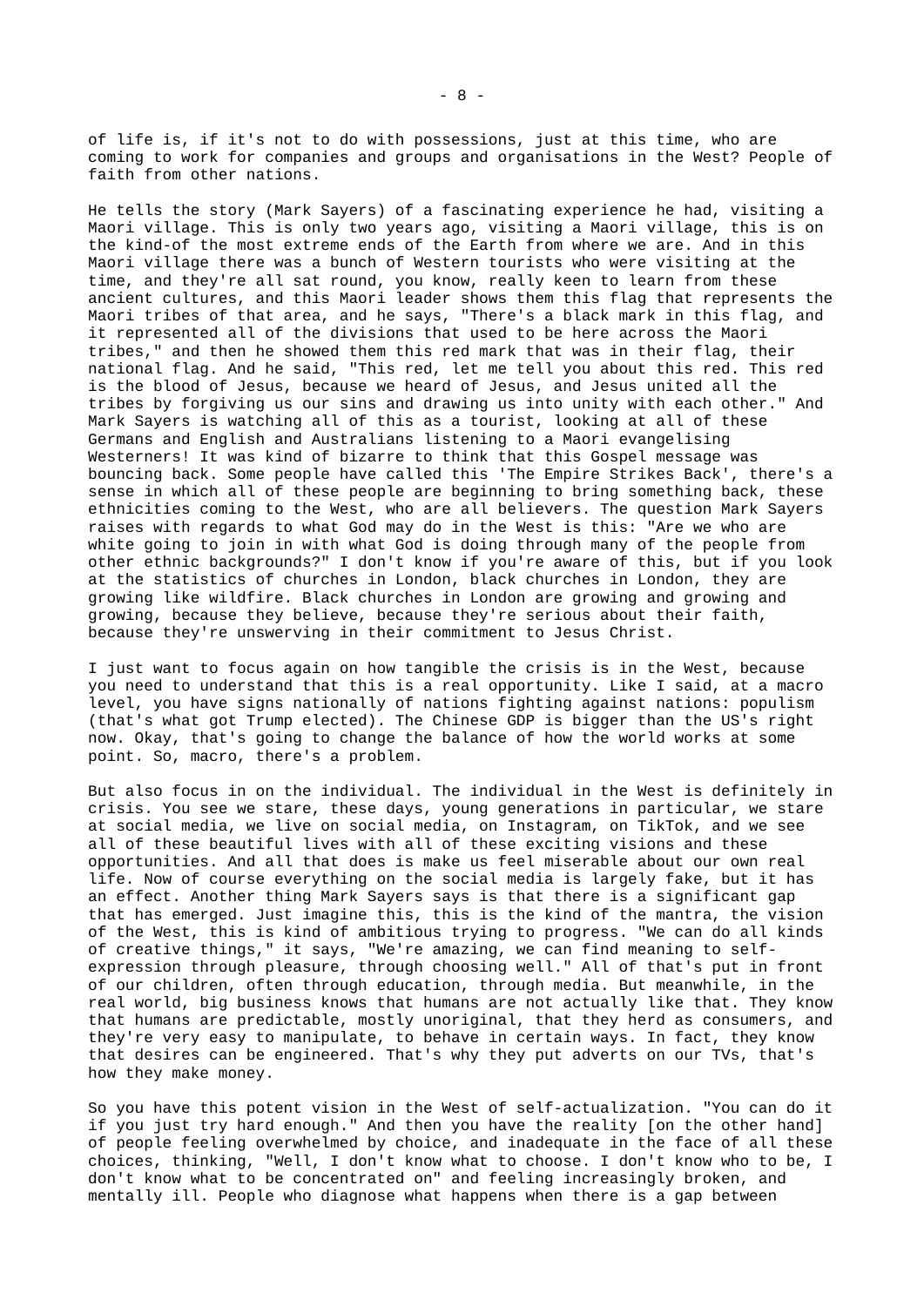of life is, if it's not to do with possessions, just at this time, who are coming to work for companies and groups and organisations in the West? People of faith from other nations.

He tells the story (Mark Sayers) of a fascinating experience he had, visiting a Maori village. This is only two years ago, visiting a Maori village, this is on the kind-of the most extreme ends of the Earth from where we are. And in this Maori village there was a bunch of Western tourists who were visiting at the time, and they're all sat round, you know, really keen to learn from these ancient cultures, and this Maori leader shows them this flag that represents the Maori tribes of that area, and he says, "There's a black mark in this flag, and it represented all of the divisions that used to be here across the Maori tribes," and then he showed them this red mark that was in their flag, their national flag. And he said, "This red, let me tell you about this red. This red is the blood of Jesus, because we heard of Jesus, and Jesus united all the tribes by forgiving us our sins and drawing us into unity with each other." And Mark Sayers is watching all of this as a tourist, looking at all of these Germans and English and Australians listening to a Maori evangelising Westerners! It was kind of bizarre to think that this Gospel message was bouncing back. Some people have called this 'The Empire Strikes Back', there's a sense in which all of these people are beginning to bring something back, these ethnicities coming to the West, who are all believers. The question Mark Sayers raises with regards to what God may do in the West is this: "Are we who are white going to join in with what God is doing through many of the people from other ethnic backgrounds?" I don't know if you're aware of this, but if you look at the statistics of churches in London, black churches in London, they are growing like wildfire. Black churches in London are growing and growing and growing, because they believe, because they're serious about their faith, because they're unswerving in their commitment to Jesus Christ.

I just want to focus again on how tangible the crisis is in the West, because you need to understand that this is a real opportunity. Like I said, at a macro level, you have signs nationally of nations fighting against nations: populism (that's what got Trump elected). The Chinese GDP is bigger than the US's right now. Okay, that's going to change the balance of how the world works at some point. So, macro, there's a problem.

But also focus in on the individual. The individual in the West is definitely in crisis. You see we stare, these days, young generations in particular, we stare at social media, we live on social media, on Instagram, on TikTok, and we see all of these beautiful lives with all of these exciting visions and these opportunities. And all that does is make us feel miserable about our own real life. Now of course everything on the social media is largely fake, but it has an effect. Another thing Mark Sayers says is that there is a significant gap that has emerged. Just imagine this, this is the kind of the mantra, the vision of the West, this is kind of ambitious trying to progress. "We can do all kinds of creative things," it says, "We're amazing, we can find meaning to self-expression through pleasure, through choosing well." All of that's put in front of our children, often through education, through media. But meanwhile, in the real world, big business knows that humans are not actually like that. They know that humans are predictable, mostly unoriginal, that they herd as consumers, and they're very easy to manipulate, to behave in certain ways. In fact, they know that desires can be engineered. That's why they put adverts on our TVs, that's how they make money.

So you have this potent vision in the West of self-actualization. "You can do it if you just try hard enough." And then you have the reality [on the other hand] of people feeling overwhelmed by choice, and inadequate in the face of all these choices, thinking, "Well, I don't know what to choose. I don't know who to be, I don't know what to be concentrated on" and feeling increasingly broken, and mentally ill. People who diagnose what happens when there is a gap between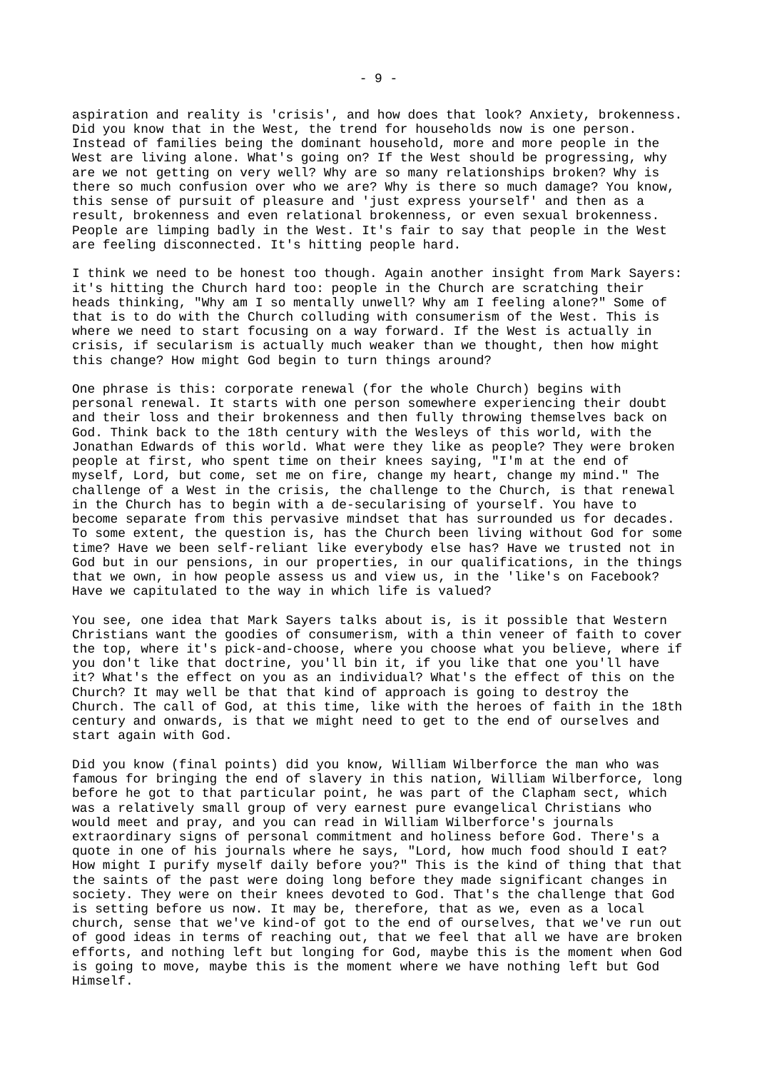aspiration and reality is 'crisis', and how does that look? Anxiety, brokenness. Did you know that in the West, the trend for households now is one person. Instead of families being the dominant household, more and more people in the West are living alone. What's going on? If the West should be progressing, why are we not getting on very well? Why are so many relationships broken? Why is there so much confusion over who we are? Why is there so much damage? You know, this sense of pursuit of pleasure and 'just express yourself' and then as a result, brokenness and even relational brokenness, or even sexual brokenness. People are limping badly in the West. It's fair to say that people in the West are feeling disconnected. It's hitting people hard.

I think we need to be honest too though. Again another insight from Mark Sayers: it's hitting the Church hard too: people in the Church are scratching their heads thinking, "Why am I so mentally unwell? Why am I feeling alone?" Some of that is to do with the Church colluding with consumerism of the West. This is where we need to start focusing on a way forward. If the West is actually in crisis, if secularism is actually much weaker than we thought, then how might this change? How might God begin to turn things around?

One phrase is this: corporate renewal (for the whole Church) begins with personal renewal. It starts with one person somewhere experiencing their doubt and their loss and their brokenness and then fully throwing themselves back on God. Think back to the 18th century with the Wesleys of this world, with the Jonathan Edwards of this world. What were they like as people? They were broken people at first, who spent time on their knees saying, "I'm at the end of myself, Lord, but come, set me on fire, change my heart, change my mind." The challenge of a West in the crisis, the challenge to the Church, is that renewal in the Church has to begin with a de-secularising of yourself. You have to become separate from this pervasive mindset that has surrounded us for decades. To some extent, the question is, has the Church been living without God for some time? Have we been self-reliant like everybody else has? Have we trusted not in God but in our pensions, in our properties, in our qualifications, in the things that we own, in how people assess us and view us, in the 'like's on Facebook? Have we capitulated to the way in which life is valued?

You see, one idea that Mark Sayers talks about is, is it possible that Western Christians want the goodies of consumerism, with a thin veneer of faith to cover the top, where it's pick-and-choose, where you choose what you believe, where if you don't like that doctrine, you'll bin it, if you like that one you'll have it? What's the effect on you as an individual? What's the effect of this on the Church? It may well be that that kind of approach is going to destroy the Church. The call of God, at this time, like with the heroes of faith in the 18th century and onwards, is that we might need to get to the end of ourselves and start again with God.

Did you know (final points) did you know, William Wilberforce the man who was famous for bringing the end of slavery in this nation, William Wilberforce, long before he got to that particular point, he was part of the Clapham sect, which was a relatively small group of very earnest pure evangelical Christians who would meet and pray, and you can read in William Wilberforce's journals extraordinary signs of personal commitment and holiness before God. There's a quote in one of his journals where he says, "Lord, how much food should I eat? How might I purify myself daily before you?" This is the kind of thing that that the saints of the past were doing long before they made significant changes in society. They were on their knees devoted to God. That's the challenge that God is setting before us now. It may be, therefore, that as we, even as a local church, sense that we've kind-of got to the end of ourselves, that we've run out of good ideas in terms of reaching out, that we feel that all we have are broken efforts, and nothing left but longing for God, maybe this is the moment when God is going to move, maybe this is the moment where we have nothing left but God Himself.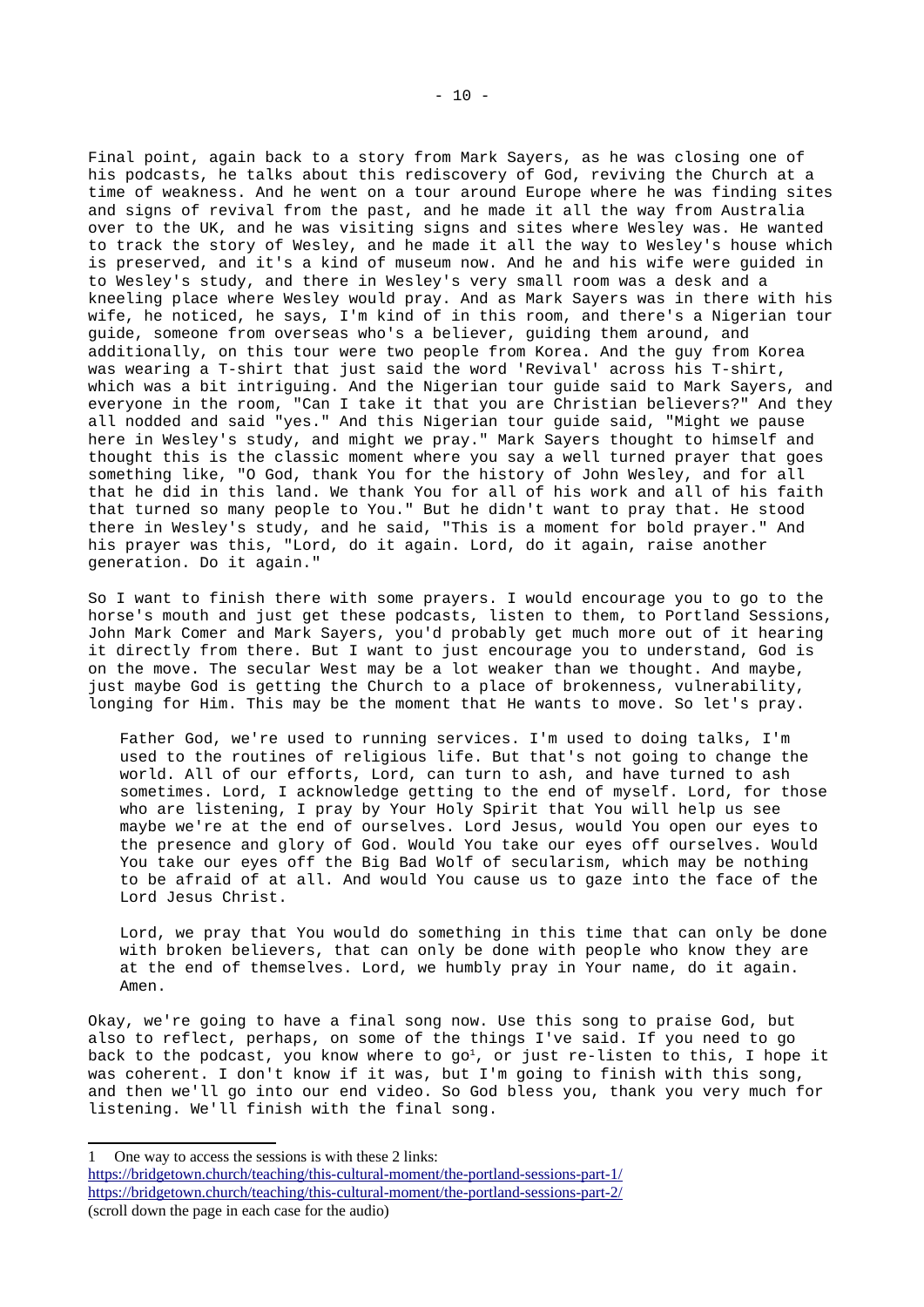Final point, again back to a story from Mark Sayers, as he was closing one of his podcasts, he talks about this rediscovery of God, reviving the Church at a time of weakness. And he went on a tour around Europe where he was finding sites and signs of revival from the past, and he made it all the way from Australia over to the UK, and he was visiting signs and sites where Wesley was. He wanted to track the story of Wesley, and he made it all the way to Wesley's house which is preserved, and it's a kind of museum now. And he and his wife were guided in to Wesley's study, and there in Wesley's very small room was a desk and a kneeling place where Wesley would pray. And as Mark Sayers was in there with his wife, he noticed, he says, I'm kind of in this room, and there's a Nigerian tour guide, someone from overseas who's a believer, guiding them around, and additionally, on this tour were two people from Korea. And the guy from Korea was wearing a T-shirt that just said the word 'Revival' across his T-shirt, which was a bit intriguing. And the Nigerian tour guide said to Mark Sayers, and everyone in the room, "Can I take it that you are Christian believers?" And they all nodded and said "yes." And this Nigerian tour guide said, "Might we pause here in Wesley's study, and might we pray." Mark Sayers thought to himself and thought this is the classic moment where you say a well turned prayer that goes something like, "O God, thank You for the history of John Wesley, and for all that he did in this land. We thank You for all of his work and all of his faith that turned so many people to You." But he didn't want to pray that. He stood there in Wesley's study, and he said, "This is a moment for bold prayer." And his prayer was this, "Lord, do it again. Lord, do it again, raise another generation. Do it again."

So I want to finish there with some prayers. I would encourage you to go to the horse's mouth and just get these podcasts, listen to them, to Portland Sessions, John Mark Comer and Mark Sayers, you'd probably get much more out of it hearing it directly from there. But I want to just encourage you to understand, God is on the move. The secular West may be a lot weaker than we thought. And maybe, just maybe God is getting the Church to a place of brokenness, vulnerability, longing for Him. This may be the moment that He wants to move. So let's pray.

> Father God, we're used to running services. I'm used to doing talks, I'm used to the routines of religious life. But that's not going to change the world. All of our efforts, Lord, can turn to ash, and have turned to ash sometimes. Lord, I acknowledge getting to the end of myself. Lord, for those who are listening, I pray by Your Holy Spirit that You will help us see maybe we're at the end of ourselves. Lord Jesus, would You open our eyes to the presence and glory of God. Would You take our eyes off ourselves. Would You take our eyes off the Big Bad Wolf of secularism, which may be nothing to be afraid of at all. And would You cause us to gaze into the face of the Lord Jesus Christ.
>
> Lord, we pray that You would do something in this time that can only be done with broken believers, that can only be done with people who know they are at the end of themselves. Lord, we humbly pray in Your name, do it again. Amen.

Okay, we're going to have a final song now. Use this song to praise God, but also to reflect, perhaps, on some of the things I've said. If you need to go back to the podcast, you know where to go[1], or just re-listen to this, I hope it was coherent. I don't know if it was, but I'm going to finish with this song, and then we'll go into our end video. So God bless you, thank you very much for listening. We'll finish with the final song.

---

1 One way to access the sessions is with these 2 links:
https://bridgetown.church/teaching/this-cultural-moment/the-portland-sessions-part-1/
https://bridgetown.church/teaching/this-cultural-moment/the-portland-sessions-part-2/
(scroll down the page in each case for the audio)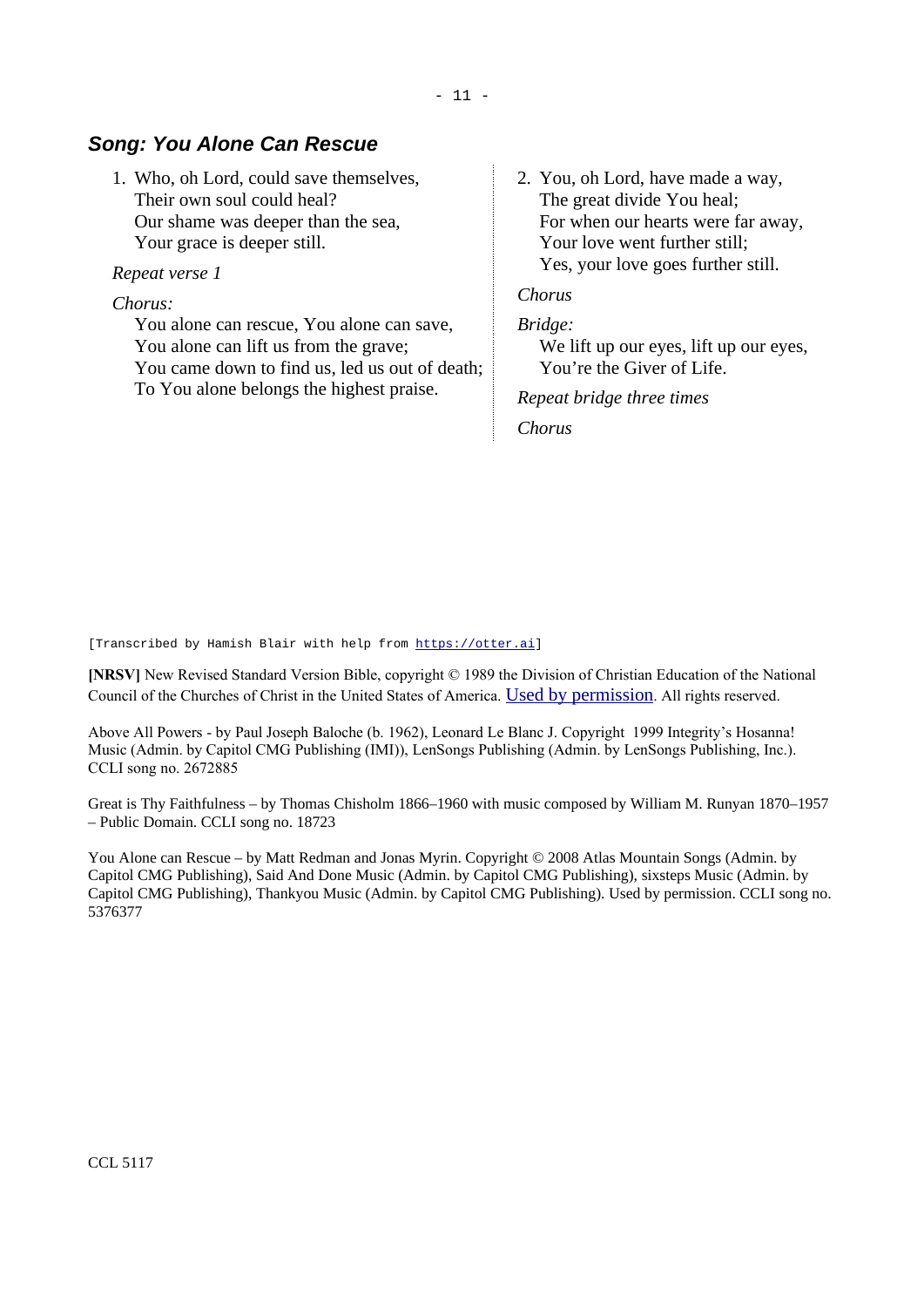## *Song: You Alone Can Rescue*

1. Who, oh Lord, could save themselves,
   Their own soul could heal?
   Our shame was deeper than the sea,
   Your grace is deeper still.

*Repeat verse 1*

*Chorus:*

You alone can rescue, You alone can save,
You alone can lift us from the grave;
You came down to find us, led us out of death;
To You alone belongs the highest praise.

2. You, oh Lord, have made a way,
   The great divide You heal;
   For when our hearts were far away,
   Your love went further still;
   Yes, your love goes further still.

*Chorus*

*Bridge:*

We lift up our eyes, lift up our eyes,
You're the Giver of Life.

*Repeat bridge three times*

*Chorus*

[Transcribed by Hamish Blair with help from https://otter.ai]

**[NRSV]** New Revised Standard Version Bible, copyright © 1989 the Division of Christian Education of the National Council of the Churches of Christ in the United States of America. Used by permission. All rights reserved.

Above All Powers - by Paul Joseph Baloche (b. 1962), Leonard Le Blanc J. Copyright 1999 Integrity's Hosanna! Music (Admin. by Capitol CMG Publishing (IMI)), LenSongs Publishing (Admin. by LenSongs Publishing, Inc.). CCLI song no. 2672885

Great is Thy Faithfulness – by Thomas Chisholm 1866–1960 with music composed by William M. Runyan 1870–1957 – Public Domain. CCLI song no. 18723

You Alone can Rescue – by Matt Redman and Jonas Myrin. Copyright © 2008 Atlas Mountain Songs (Admin. by Capitol CMG Publishing), Said And Done Music (Admin. by Capitol CMG Publishing), sixsteps Music (Admin. by Capitol CMG Publishing), Thankyou Music (Admin. by Capitol CMG Publishing). Used by permission. CCLI song no. 5376377

CCL 5117